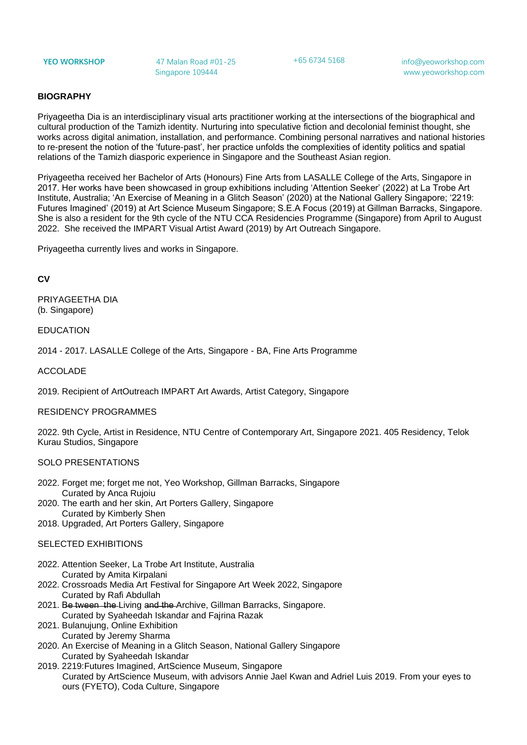**BIOGRAPHY**

Priyageetha Dia is an interdisciplinary visual arts practitioner working at the intersections of the biographical and cultural production of the Tamizh identity. Nurturing into speculative fiction and decolonial feminist thought, she works across digital animation, installation, and performance. Combining personal narratives and national histories to re-present the notion of the 'future-past', her practice unfolds the complexities of identity politics and spatial relations of the Tamizh diasporic experience in Singapore and the Southeast Asian region.

Priyageetha received her Bachelor of Arts (Honours) Fine Arts from LASALLE College of the Arts, Singapore in 2017. Her works have been showcased in group exhibitions including 'Attention Seeker' (2022) at La Trobe Art Institute, Australia; 'An Exercise of Meaning in a Glitch Season' (2020) at the National Gallery Singapore; '2219: Futures Imagined' (2019) at Art Science Museum Singapore; S.E.A Focus (2019) at Gillman Barracks, Singapore. She is also a resident for the 9th cycle of the NTU CCA Residencies Programme (Singapore) from April to August 2022. She received the IMPART Visual Artist Award (2019) by Art Outreach Singapore.

Priyageetha currently lives and works in Singapore.

**CV**

PRIYAGEETHA DIA
(b. Singapore)

EDUCATION

2014 - 2017. LASALLE College of the Arts, Singapore - BA, Fine Arts Programme

ACCOLADE

2019. Recipient of ArtOutreach IMPART Art Awards, Artist Category, Singapore

RESIDENCY PROGRAMMES

2022. 9th Cycle, Artist in Residence, NTU Centre of Contemporary Art, Singapore 2021. 405 Residency, Telok Kurau Studios, Singapore

SOLO PRESENTATIONS

- 2022. Forget me; forget me not, Yeo Workshop, Gillman Barracks, Singapore
  Curated by Anca Rujoiu
- 2020. The earth and her skin, Art Porters Gallery, Singapore
  Curated by Kimberly Shen
- 2018. Upgraded, Art Porters Gallery, Singapore

SELECTED EXHIBITIONS

- 2022. Attention Seeker, La Trobe Art Institute, Australia
  Curated by Amita Kirpalani
- 2022. Crossroads Media Art Festival for Singapore Art Week 2022, Singapore
  Curated by Rafi Abdullah
- 2021. ~~Be tween the~~ Living ~~and the~~ Archive, Gillman Barracks, Singapore.
  Curated by Syaheedah Iskandar and Fajrina Razak
- 2021. Bulanujung, Online Exhibition
  Curated by Jeremy Sharma
- 2020. An Exercise of Meaning in a Glitch Season, National Gallery Singapore
  Curated by Syaheedah Iskandar
- 2019. 2219:Futures Imagined, ArtScience Museum, Singapore
  Curated by ArtScience Museum, with advisors Annie Jael Kwan and Adriel Luis 2019. From your eyes to ours (FYETO), Coda Culture, Singapore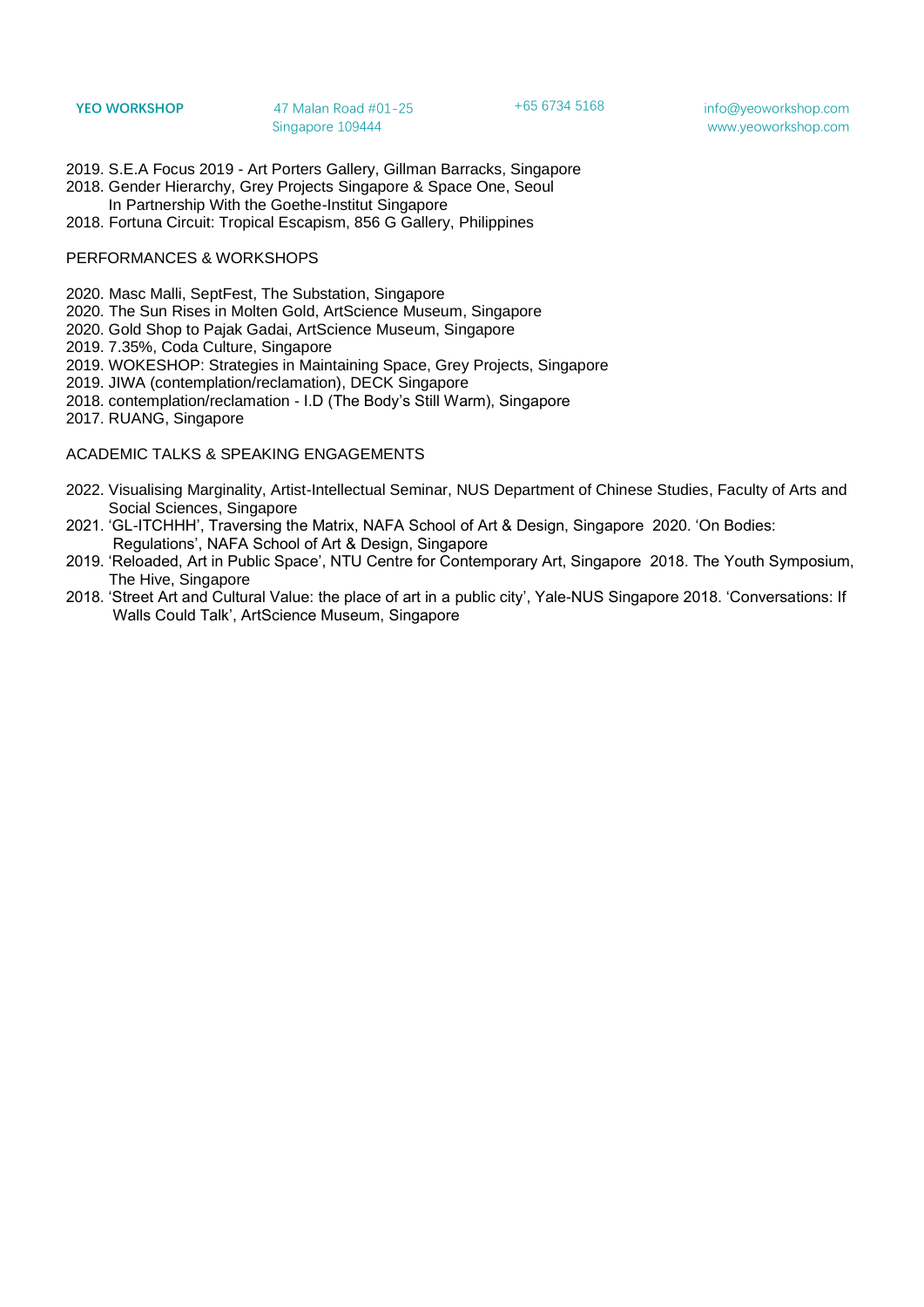2019. S.E.A Focus 2019 - Art Porters Gallery, Gillman Barracks, Singapore
2018. Gender Hierarchy, Grey Projects Singapore & Space One, Seoul
In Partnership With the Goethe-Institut Singapore
2018. Fortuna Circuit: Tropical Escapism, 856 G Gallery, Philippines

PERFORMANCES & WORKSHOPS

2020. Masc Malli, SeptFest, The Substation, Singapore
2020. The Sun Rises in Molten Gold, ArtScience Museum, Singapore
2020. Gold Shop to Pajak Gadai, ArtScience Museum, Singapore
2019. 7.35%, Coda Culture, Singapore
2019. WOKESHOP: Strategies in Maintaining Space, Grey Projects, Singapore
2019. JIWA (contemplation/reclamation), DECK Singapore
2018. contemplation/reclamation - I.D (The Body's Still Warm), Singapore
2017. RUANG, Singapore

ACADEMIC TALKS & SPEAKING ENGAGEMENTS

2022. Visualising Marginality, Artist-Intellectual Seminar, NUS Department of Chinese Studies, Faculty of Arts and Social Sciences, Singapore
2021. 'GL-ITCHHH', Traversing the Matrix, NAFA School of Art & Design, Singapore 2020. 'On Bodies: Regulations', NAFA School of Art & Design, Singapore
2019. 'Reloaded, Art in Public Space', NTU Centre for Contemporary Art, Singapore 2018. The Youth Symposium, The Hive, Singapore
2018. 'Street Art and Cultural Value: the place of art in a public city', Yale-NUS Singapore 2018. 'Conversations: If Walls Could Talk', ArtScience Museum, Singapore